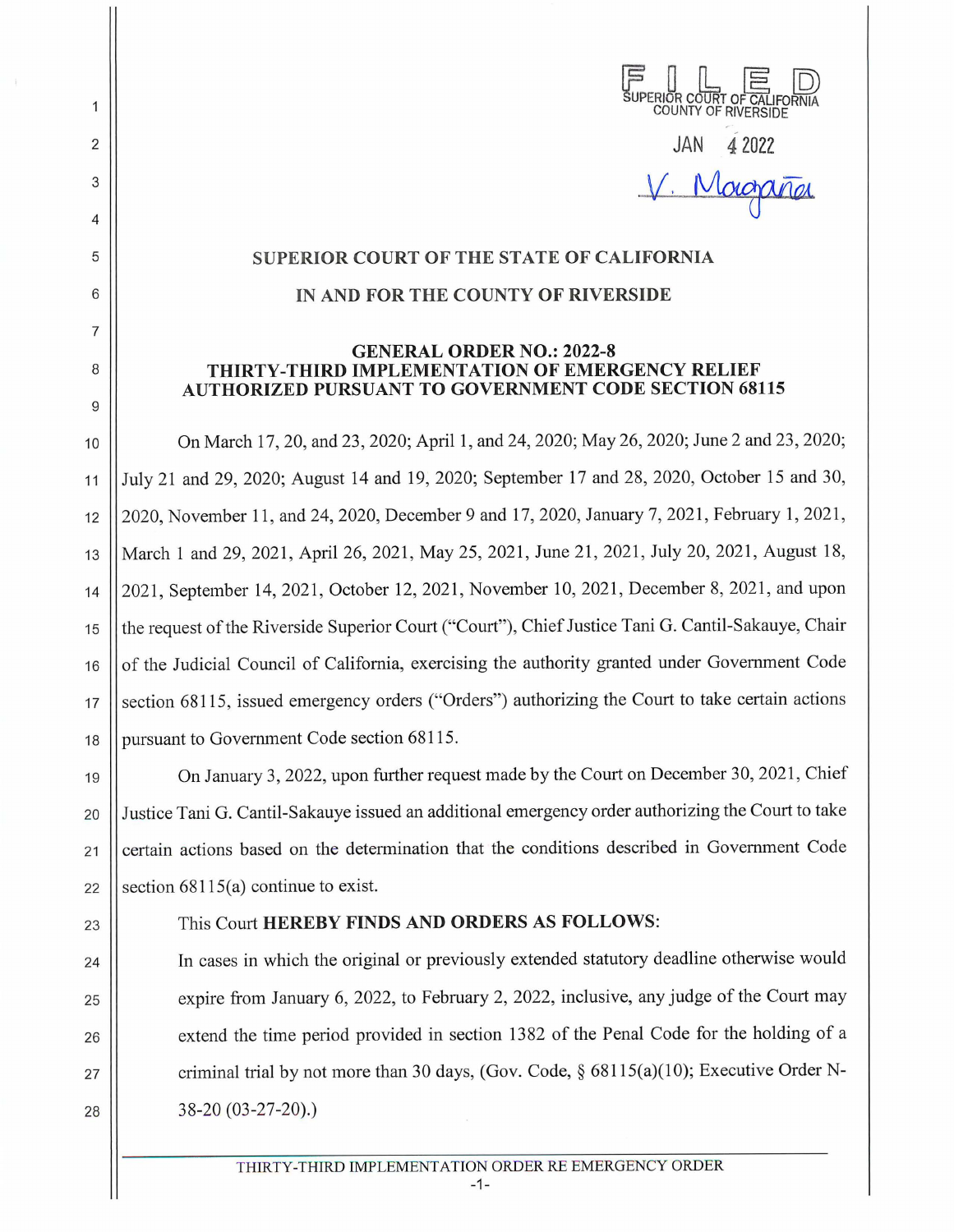FILED
SUPERIOR COURT OF CALIFORNIA
COUNTY OF RIVERSIDE

JAN 4 2022

V. Magaña

**SUPERIOR COURT OF THE STATE OF CALIFORNIA**

**IN AND FOR THE COUNTY OF RIVERSIDE**

**GENERAL ORDER NO.: 2022-8**
**THIRTY-THIRD IMPLEMENTATION OF EMERGENCY RELIEF AUTHORIZED PURSUANT TO GOVERNMENT CODE SECTION 68115**

On March 17, 20, and 23, 2020; April 1, and 24, 2020; May 26, 2020; June 2 and 23, 2020; July 21 and 29, 2020; August 14 and 19, 2020; September 17 and 28, 2020, October 15 and 30, 2020, November 11, and 24, 2020, December 9 and 17, 2020, January 7, 2021, February 1, 2021, March 1 and 29, 2021, April 26, 2021, May 25, 2021, June 21, 2021, July 20, 2021, August 18, 2021, September 14, 2021, October 12, 2021, November 10, 2021, December 8, 2021, and upon the request of the Riverside Superior Court ("Court"), Chief Justice Tani G. Cantil-Sakauye, Chair of the Judicial Council of California, exercising the authority granted under Government Code section 68115, issued emergency orders ("Orders") authorizing the Court to take certain actions pursuant to Government Code section 68115.

On January 3, 2022, upon further request made by the Court on December 30, 2021, Chief Justice Tani G. Cantil-Sakauye issued an additional emergency order authorizing the Court to take certain actions based on the determination that the conditions described in Government Code section 68115(a) continue to exist.

This Court **HEREBY FINDS AND ORDERS AS FOLLOWS**:

In cases in which the original or previously extended statutory deadline otherwise would expire from January 6, 2022, to February 2, 2022, inclusive, any judge of the Court may extend the time period provided in section 1382 of the Penal Code for the holding of a criminal trial by not more than 30 days, (Gov. Code, § 68115(a)(10); Executive Order N-38-20 (03-27-20).)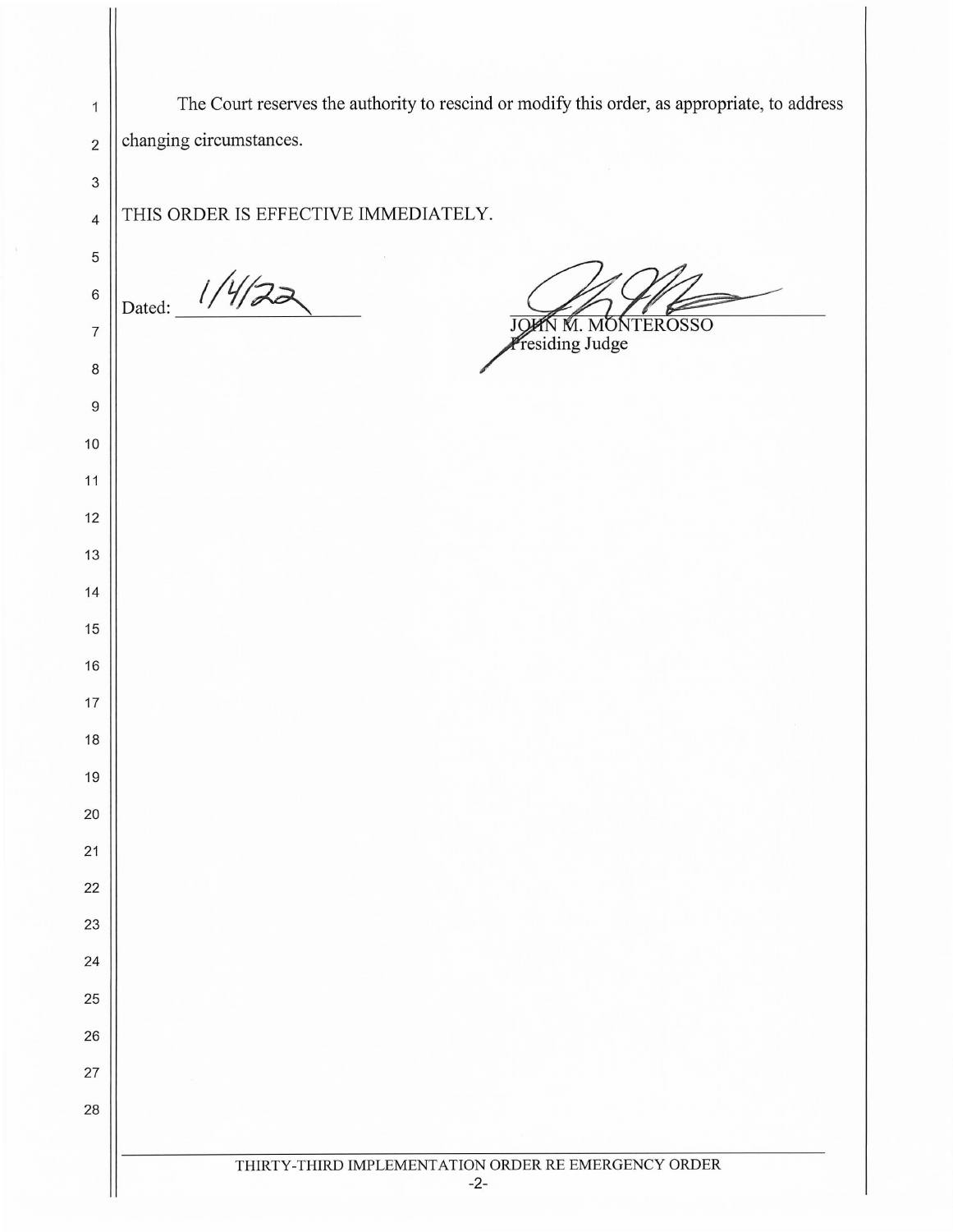The Court reserves the authority to rescind or modify this order, as appropriate, to address changing circumstances.

THIS ORDER IS EFFECTIVE IMMEDIATELY.

Dated: 1/4/22

JOHN M. MONTEROSSO
Presiding Judge